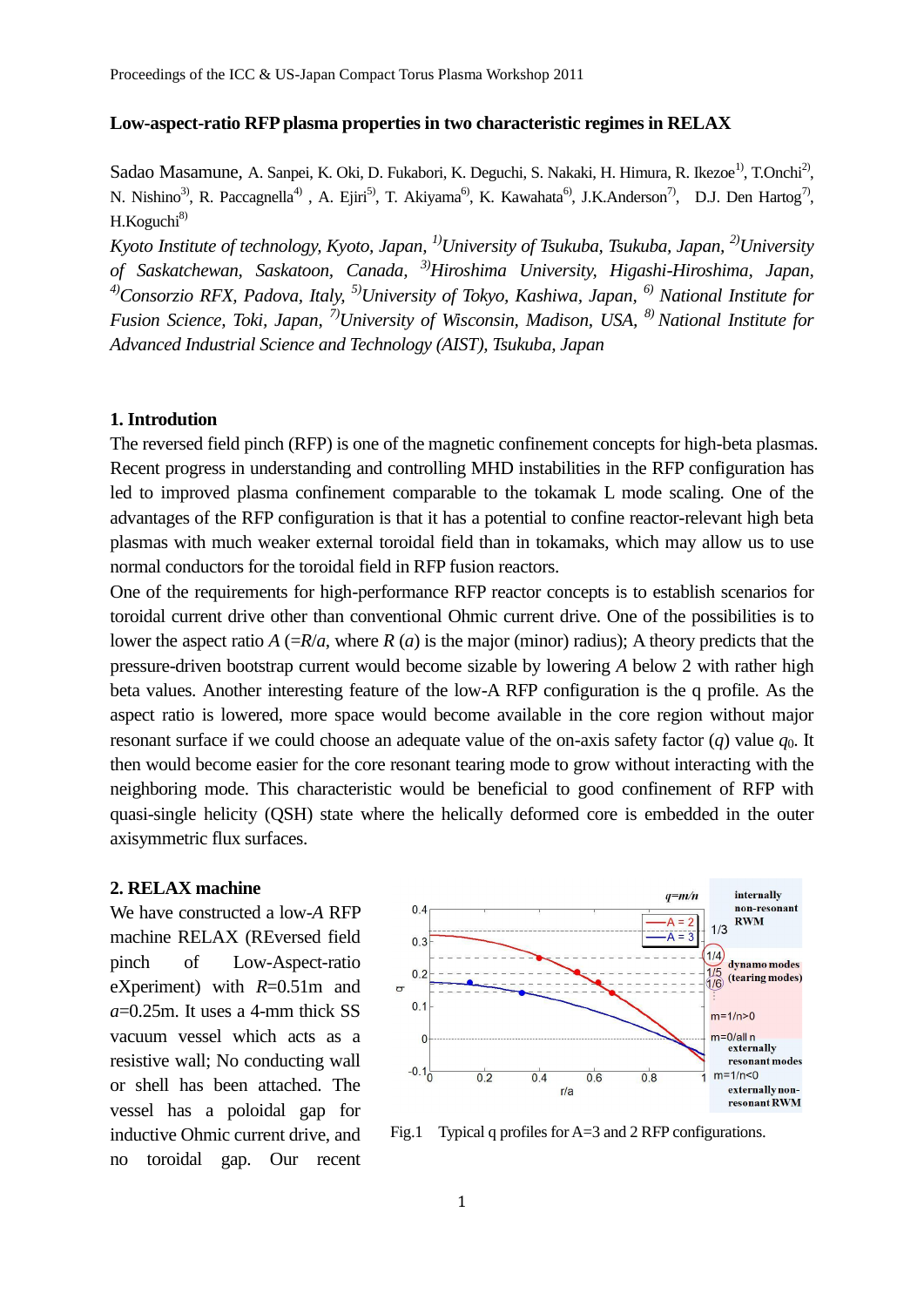**Low-aspect-ratio RFP plasma properties in two characteristic regimes in RELAX**

Sadao Masamune, A. Sanpei, K. Oki, D. Fukabori, K. Deguchi, S. Nakaki, H. Himura, R. Ikezoe[1], T.Onchi[2], N. Nishino[3], R. Paccagnella[4] , A. Ejiri[5], T. Akiyama[6], K. Kawahata[6], J.K.Anderson[7], D.J. Den Hartog[7], H.Koguchi[8]

*Kyoto Institute of technology, Kyoto, Japan, [1]University of Tsukuba, Tsukuba, Japan, [2]University of Saskatchewan, Saskatoon, Canada, [3]Hiroshima University, Higashi-Hiroshima, Japan, [4]Consorzio RFX, Padova, Italy, [5]University of Tokyo, Kashiwa, Japan, [6] National Institute for Fusion Science, Toki, Japan, [7]University of Wisconsin, Madison, USA, [8] National Institute for Advanced Industrial Science and Technology (AIST), Tsukuba, Japan*

## 1. Introdution

The reversed field pinch (RFP) is one of the magnetic confinement concepts for high-beta plasmas. Recent progress in understanding and controlling MHD instabilities in the RFP configuration has led to improved plasma confinement comparable to the tokamak L mode scaling. One of the advantages of the RFP configuration is that it has a potential to confine reactor-relevant high beta plasmas with much weaker external toroidal field than in tokamaks, which may allow us to use normal conductors for the toroidal field in RFP fusion reactors.

One of the requirements for high-performance RFP reactor concepts is to establish scenarios for toroidal current drive other than conventional Ohmic current drive. One of the possibilities is to lower the aspect ratio $A$ (=$R$/$a$, where $R$ ($a$) is the major (minor) radius); A theory predicts that the pressure-driven bootstrap current would become sizable by lowering $A$ below 2 with rather high beta values. Another interesting feature of the low-A RFP configuration is the q profile. As the aspect ratio is lowered, more space would become available in the core region without major resonant surface if we could choose an adequate value of the on-axis safety factor ($q$) value $q_0$. It then would become easier for the core resonant tearing mode to grow without interacting with the neighboring mode. This characteristic would be beneficial to good confinement of RFP with quasi-single helicity (QSH) state where the helically deformed core is embedded in the outer axisymmetric flux surfaces.

## 2. RELAX machine

We have constructed a low-$A$ RFP machine RELAX (REversed field pinch of Low-Aspect-ratio eXperiment) with $R$=0.51m and $a$=0.25m. It uses a 4-mm thick SS vacuum vessel which acts as a resistive wall; No conducting wall or shell has been attached. The vessel has a poloidal gap for inductive Ohmic current drive, and no toroidal gap. Our recent

Fig.1 Typical q profiles for A=3 and 2 RFP configurations.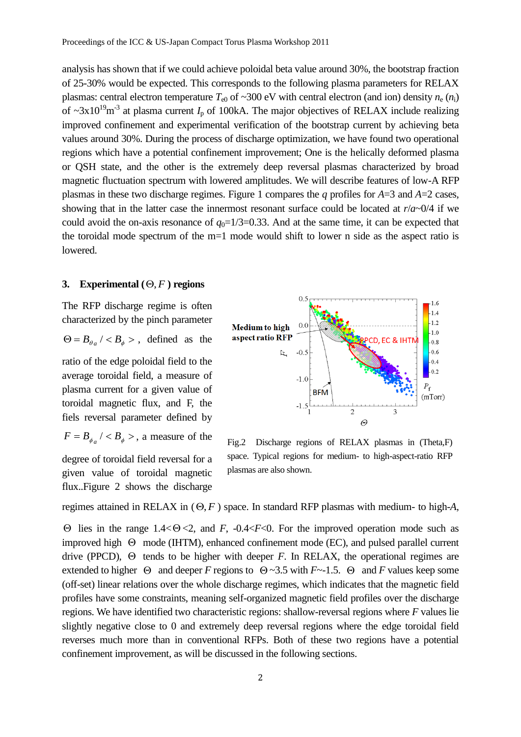analysis has shown that if we could achieve poloidal beta value around 30%, the bootstrap fraction of 25-30% would be expected. This corresponds to the following plasma parameters for RELAX plasmas: central electron temperature $T_{e0}$ of ~300 eV with central electron (and ion) density $n_e$ ($n_i$) of ~$3\times10^{19}$m$^{-3}$ at plasma current $I_p$ of 100kA. The major objectives of RELAX include realizing improved confinement and experimental verification of the bootstrap current by achieving beta values around 30%. During the process of discharge optimization, we have found two operational regions which have a potential confinement improvement; One is the helically deformed plasma or QSH state, and the other is the extremely deep reversal plasmas characterized by broad magnetic fluctuation spectrum with lowered amplitudes. We will describe features of low-A RFP plasmas in these two discharge regimes. Figure 1 compares the $q$ profiles for $A$=3 and $A$=2 cases, showing that in the latter case the innermost resonant surface could be located at $r/a$~0/4 if we could avoid the on-axis resonance of $q_0$=1/3=0.33. And at the same time, it can be expected that the toroidal mode spectrum of the m=1 mode would shift to lower n side as the aspect ratio is lowered.

## 3. Experimental $(\Theta, F)$ regions

The RFP discharge regime is often characterized by the pinch parameter $\Theta = B_{\theta a} / < B_\phi >$, defined as the ratio of the edge poloidal field to the average toroidal field, a measure of plasma current for a given value of toroidal magnetic flux, and F, the fiels reversal parameter defined by $F = B_{\phi a} / < B_\phi >$, a measure of the degree of toroidal field reversal for a given value of toroidal magnetic flux..Figure 2 shows the discharge regimes attained in RELAX in $(\Theta, F)$ space. In standard RFP plasmas with medium- to high-$A$, $\Theta$ lies in the range 1.4<$\Theta$<2, and $F$, -0.4<$F$<0. For the improved operation mode such as improved high $\Theta$ mode (IHTM), enhanced confinement mode (EC), and pulsed parallel current drive (PPCD), $\Theta$ tends to be higher with deeper $F$. In RELAX, the operational regimes are extended to higher $\Theta$ and deeper $F$ regions to $\Theta$~3.5 with $F$~-1.5. $\Theta$ and $F$ values keep some (off-set) linear relations over the whole discharge regimes, which indicates that the magnetic field profiles have some constraints, meaning self-organized magnetic field profiles over the discharge regions. We have identified two characteristic regions: shallow-reversal regions where $F$ values lie slightly negative close to 0 and extremely deep reversal regions where the edge toroidal field reverses much more than in conventional RFPs. Both of these two regions have a potential confinement improvement, as will be discussed in the following sections.

Fig.2 Discharge regions of RELAX plasmas in (Theta,F) space. Typical regions for medium- to high-aspect-ratio RFP plasmas are also shown.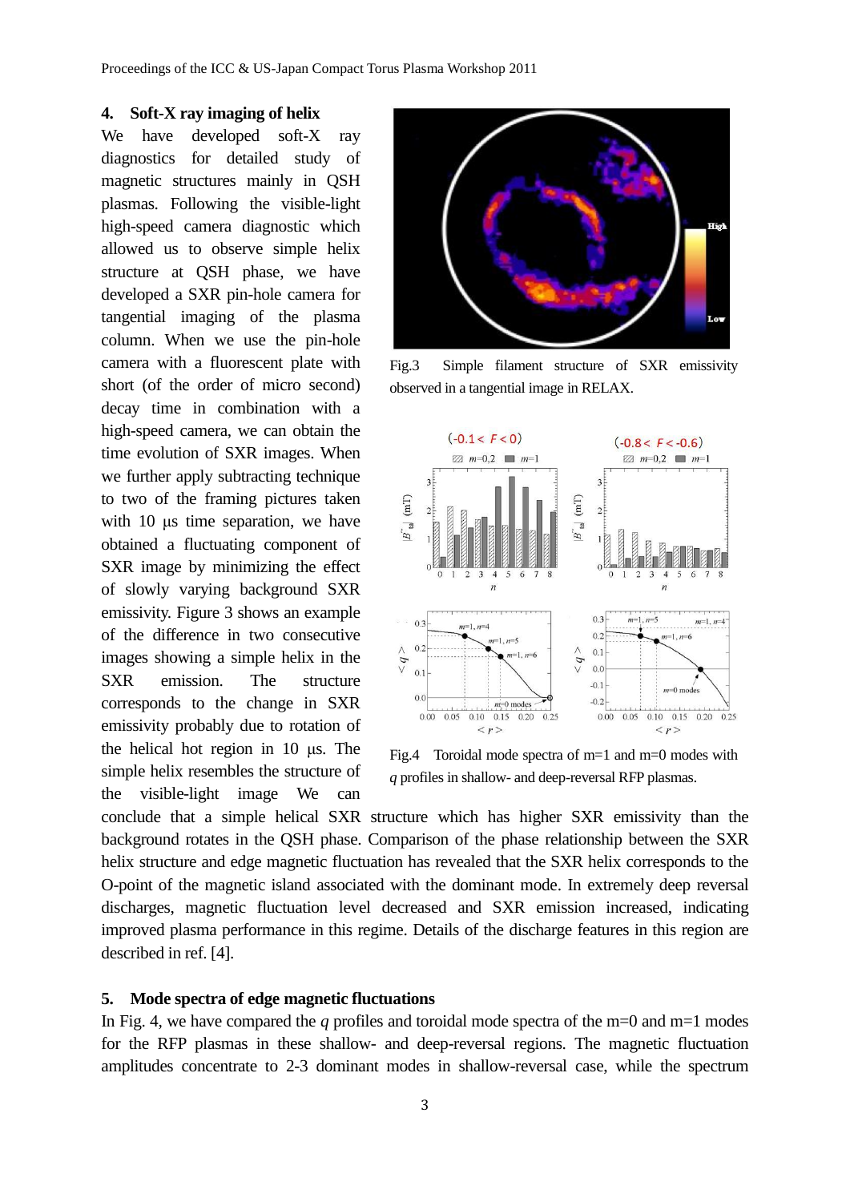## 4. Soft-X ray imaging of helix

We have developed soft-X ray diagnostics for detailed study of magnetic structures mainly in QSH plasmas. Following the visible-light high-speed camera diagnostic which allowed us to observe simple helix structure at QSH phase, we have developed a SXR pin-hole camera for tangential imaging of the plasma column. When we use the pin-hole camera with a fluorescent plate with short (of the order of micro second) decay time in combination with a high-speed camera, we can obtain the time evolution of SXR images. When we further apply subtracting technique to two of the framing pictures taken with 10 μs time separation, we have obtained a fluctuating component of SXR image by minimizing the effect of slowly varying background SXR emissivity. Figure 3 shows an example of the difference in two consecutive images showing a simple helix in the SXR emission. The structure corresponds to the change in SXR emissivity probably due to rotation of the helical hot region in 10 μs. The simple helix resembles the structure of the visible-light image We can conclude that a simple helical SXR structure which has higher SXR emissivity than the background rotates in the QSH phase. Comparison of the phase relationship between the SXR helix structure and edge magnetic fluctuation has revealed that the SXR helix corresponds to the O-point of the magnetic island associated with the dominant mode. In extremely deep reversal discharges, magnetic fluctuation level decreased and SXR emission increased, indicating improved plasma performance in this regime. Details of the discharge features in this region are described in ref. [4].

Fig.3 Simple filament structure of SXR emissivity observed in a tangential image in RELAX.

Fig.4 Toroidal mode spectra of m=1 and m=0 modes with $q$ profiles in shallow- and deep-reversal RFP plasmas.

## 5. Mode spectra of edge magnetic fluctuations

In Fig. 4, we have compared the $q$ profiles and toroidal mode spectra of the m=0 and m=1 modes for the RFP plasmas in these shallow- and deep-reversal regions. The magnetic fluctuation amplitudes concentrate to 2-3 dominant modes in shallow-reversal case, while the spectrum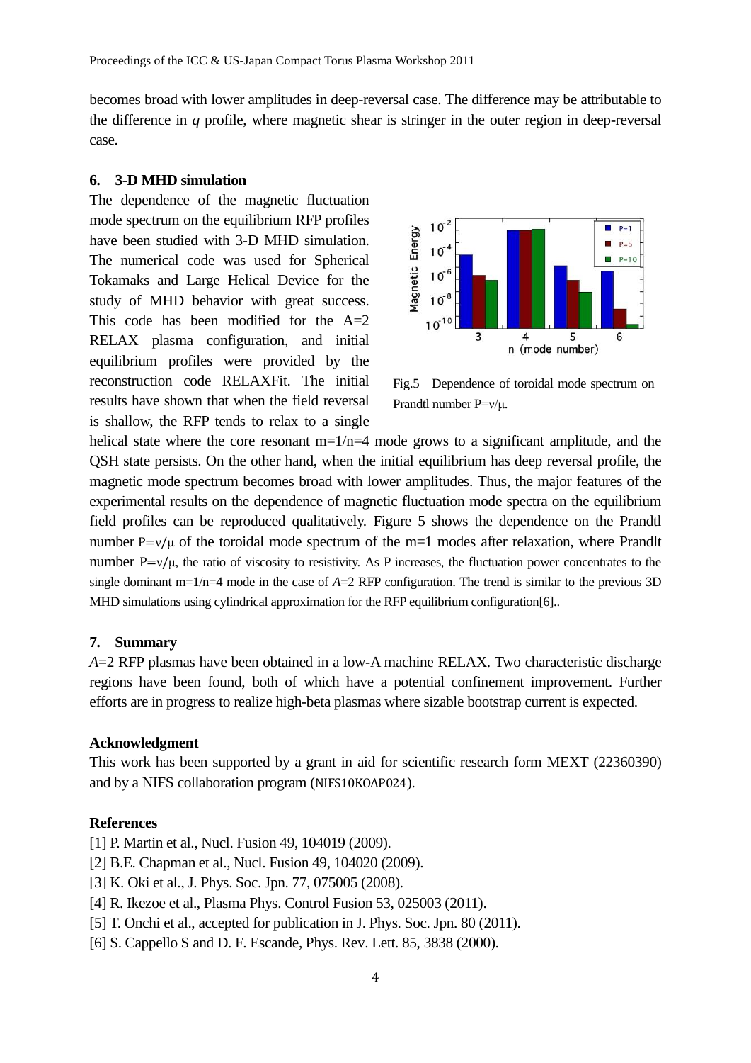becomes broad with lower amplitudes in deep-reversal case. The difference may be attributable to the difference in *q* profile, where magnetic shear is stringer in the outer region in deep-reversal case.

## 6. 3-D MHD simulation

The dependence of the magnetic fluctuation mode spectrum on the equilibrium RFP profiles have been studied with 3-D MHD simulation. The numerical code was used for Spherical Tokamaks and Large Helical Device for the study of MHD behavior with great success. This code has been modified for the A=2 RELAX plasma configuration, and initial equilibrium profiles were provided by the reconstruction code RELAXFit. The initial results have shown that when the field reversal is shallow, the RFP tends to relax to a single helical state where the core resonant m=1/n=4 mode grows to a significant amplitude, and the QSH state persists. On the other hand, when the initial equilibrium has deep reversal profile, the magnetic mode spectrum becomes broad with lower amplitudes. Thus, the major features of the experimental results on the dependence of magnetic fluctuation mode spectra on the equilibrium field profiles can be reproduced qualitatively. Figure 5 shows the dependence on the Prandtl number $P=\nu/\mu$ of the toroidal mode spectrum of the m=1 modes after relaxation, where Prandlt number $P=\nu/\mu$, the ratio of viscosity to resistivity. As P increases, the fluctuation power concentrates to the single dominant m=1/n=4 mode in the case of *A*=2 RFP configuration. The trend is similar to the previous 3D MHD simulations using cylindrical approximation for the RFP equilibrium configuration[6]..

Magnetic Energy
$10^{-2}$
$10^{-4}$
$10^{-6}$
$10^{-8}$
$10^{-10}$
3
4
5
6
n (mode number)
P=1
P=5
P=10

Fig.5 Dependence of toroidal mode spectrum on Prandtl number $P=\nu/\mu$.

## 7. Summary

*A*=2 RFP plasmas have been obtained in a low-A machine RELAX. Two characteristic discharge regions have been found, both of which have a potential confinement improvement. Further efforts are in progress to realize high-beta plasmas where sizable bootstrap current is expected.

## Acknowledgment

This work has been supported by a grant in aid for scientific research form MEXT (22360390) and by a NIFS collaboration program (NIFS10KOAP024).

## References

[1] P. Martin et al., Nucl. Fusion 49, 104019 (2009).
[2] B.E. Chapman et al., Nucl. Fusion 49, 104020 (2009).
[3] K. Oki et al., J. Phys. Soc. Jpn. 77, 075005 (2008).
[4] R. Ikezoe et al., Plasma Phys. Control Fusion 53, 025003 (2011).
[5] T. Onchi et al., accepted for publication in J. Phys. Soc. Jpn. 80 (2011).
[6] S. Cappello S and D. F. Escande, Phys. Rev. Lett. 85, 3838 (2000).